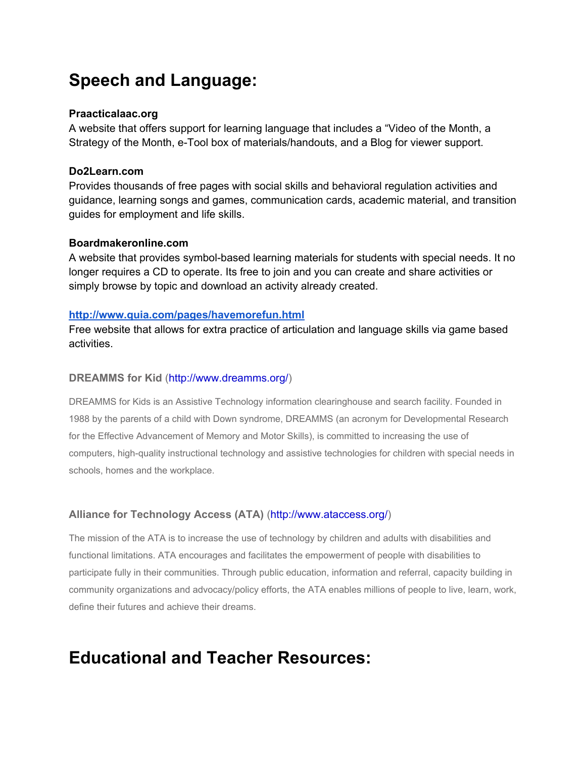# Speech and Language:

**Praacticalaac.org**
A website that offers support for learning language that includes a "Video of the Month, a Strategy of the Month, e-Tool box of materials/handouts, and a Blog for viewer support.

**Do2Learn.com**
Provides thousands of free pages with social skills and behavioral regulation activities and guidance, learning songs and games, communication cards, academic material, and transition guides for employment and life skills.

**Boardmakeronline.com**
A website that provides symbol-based learning materials for students with special needs. It no longer requires a CD to operate. Its free to join and you can create and share activities or simply browse by topic and download an activity already created.

**[http://www.quia.com/pages/havemorefun.html](http://www.quia.com/pages/havemorefun.html)**
Free website that allows for extra practice of articulation and language skills via game based activities.

**DREAMMS for Kid** ([http://www.dreamms.org/](http://www.dreamms.org/))

DREAMMS for Kids is an Assistive Technology information clearinghouse and search facility. Founded in 1988 by the parents of a child with Down syndrome, DREAMMS (an acronym for Developmental Research for the Effective Advancement of Memory and Motor Skills), is committed to increasing the use of computers, high-quality instructional technology and assistive technologies for children with special needs in schools, homes and the workplace.

**Alliance for Technology Access (ATA)** ([http://www.ataccess.org/](http://www.ataccess.org/))

The mission of the ATA is to increase the use of technology by children and adults with disabilities and functional limitations. ATA encourages and facilitates the empowerment of people with disabilities to participate fully in their communities. Through public education, information and referral, capacity building in community organizations and advocacy/policy efforts, the ATA enables millions of people to live, learn, work, define their futures and achieve their dreams.

# Educational and Teacher Resources: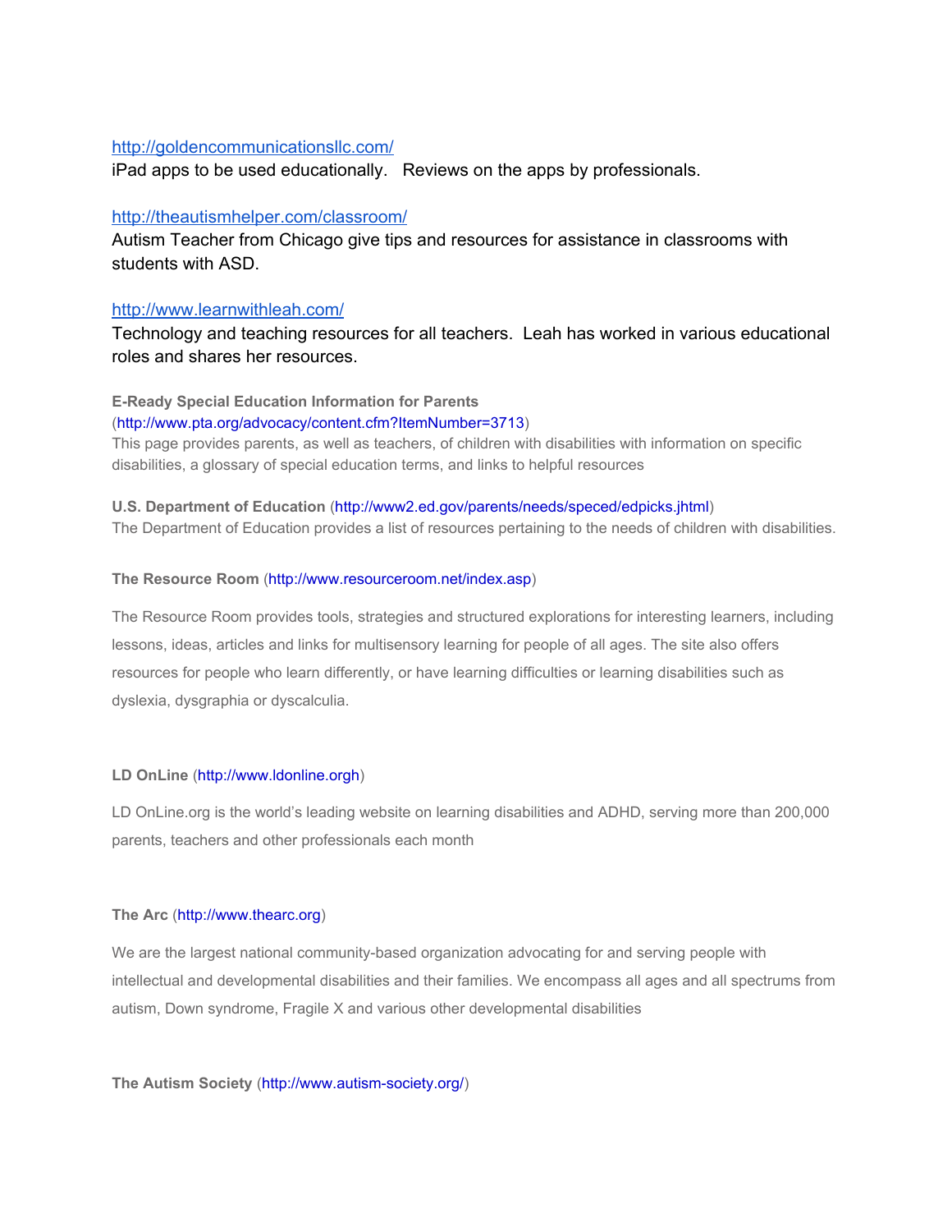http://goldencommunicationsllc.com/
iPad apps to be used educationally.   Reviews on the apps by professionals.

http://theautismhelper.com/classroom/
Autism Teacher from Chicago give tips and resources for assistance in classrooms with students with ASD.

http://www.learnwithleah.com/
Technology and teaching resources for all teachers.  Leah has worked in various educational roles and shares her resources.

**E-Ready Special Education Information for Parents**
(http://www.pta.org/advocacy/content.cfm?ItemNumber=3713)
This page provides parents, as well as teachers, of children with disabilities with information on specific disabilities, a glossary of special education terms, and links to helpful resources

**U.S. Department of Education** (http://www2.ed.gov/parents/needs/speced/edpicks.jhtml)
The Department of Education provides a list of resources pertaining to the needs of children with disabilities.

**The Resource Room** (http://www.resourceroom.net/index.asp)

The Resource Room provides tools, strategies and structured explorations for interesting learners, including lessons, ideas, articles and links for multisensory learning for people of all ages. The site also offers resources for people who learn differently, or have learning difficulties or learning disabilities such as dyslexia, dysgraphia or dyscalculia.

**LD OnLine** (http://www.ldonline.orgh)

LD OnLine.org is the world's leading website on learning disabilities and ADHD, serving more than 200,000 parents, teachers and other professionals each month

**The Arc** (http://www.thearc.org)

We are the largest national community-based organization advocating for and serving people with intellectual and developmental disabilities and their families. We encompass all ages and all spectrums from autism, Down syndrome, Fragile X and various other developmental disabilities

**The Autism Society** (http://www.autism-society.org/)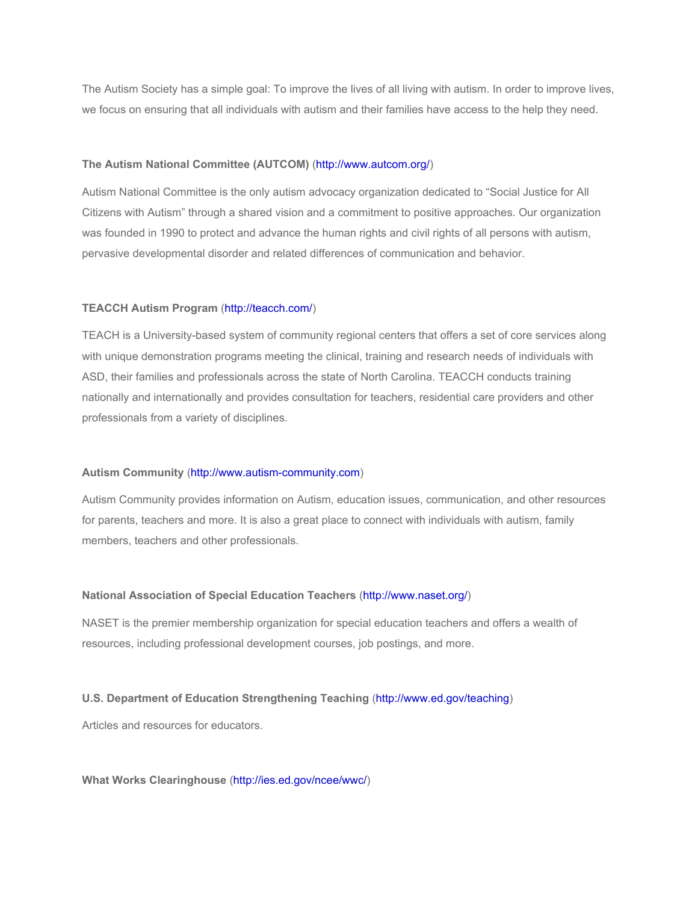The Autism Society has a simple goal: To improve the lives of all living with autism. In order to improve lives, we focus on ensuring that all individuals with autism and their families have access to the help they need.

**The Autism National Committee (AUTCOM)** (http://www.autcom.org/)

Autism National Committee is the only autism advocacy organization dedicated to "Social Justice for All Citizens with Autism" through a shared vision and a commitment to positive approaches. Our organization was founded in 1990 to protect and advance the human rights and civil rights of all persons with autism, pervasive developmental disorder and related differences of communication and behavior.

**TEACCH Autism Program** (http://teacch.com/)

TEACH is a University-based system of community regional centers that offers a set of core services along with unique demonstration programs meeting the clinical, training and research needs of individuals with ASD, their families and professionals across the state of North Carolina. TEACCH conducts training nationally and internationally and provides consultation for teachers, residential care providers and other professionals from a variety of disciplines.

**Autism Community** (http://www.autism-community.com)

Autism Community provides information on Autism, education issues, communication, and other resources for parents, teachers and more. It is also a great place to connect with individuals with autism, family members, teachers and other professionals.

**National Association of Special Education Teachers** (http://www.naset.org/)

NASET is the premier membership organization for special education teachers and offers a wealth of resources, including professional development courses, job postings, and more.

**U.S. Department of Education Strengthening Teaching** (http://www.ed.gov/teaching)

Articles and resources for educators.

**What Works Clearinghouse** (http://ies.ed.gov/ncee/wwc/)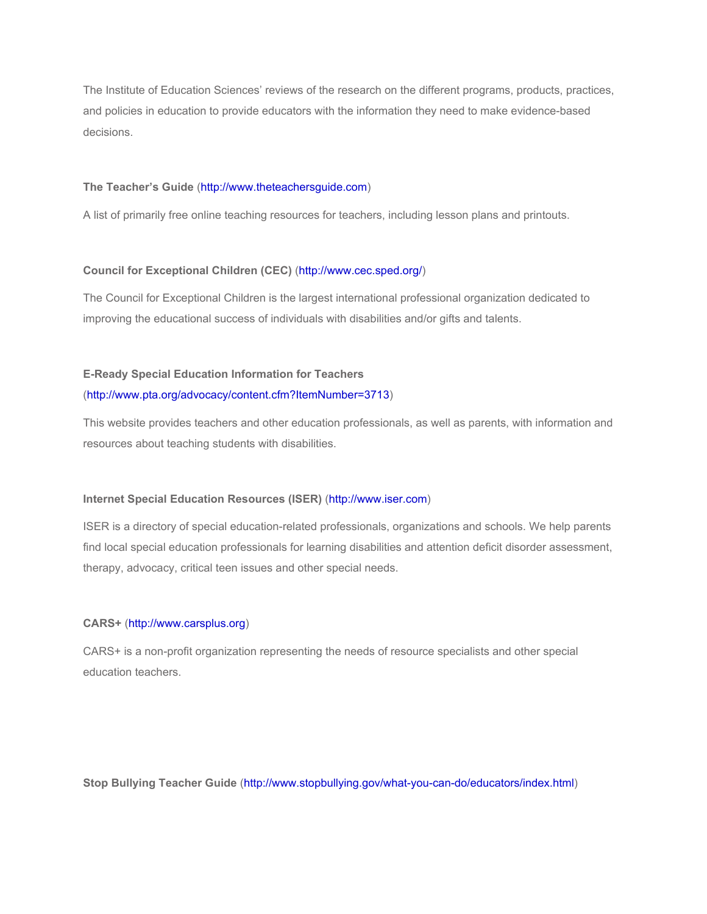The Institute of Education Sciences' reviews of the research on the different programs, products, practices, and policies in education to provide educators with the information they need to make evidence-based decisions.

**The Teacher's Guide** (http://www.theteachersguide.com)

A list of primarily free online teaching resources for teachers, including lesson plans and printouts.

**Council for Exceptional Children (CEC)** (http://www.cec.sped.org/)

The Council for Exceptional Children is the largest international professional organization dedicated to improving the educational success of individuals with disabilities and/or gifts and talents.

**E-Ready Special Education Information for Teachers** (http://www.pta.org/advocacy/content.cfm?ItemNumber=3713)

This website provides teachers and other education professionals, as well as parents, with information and resources about teaching students with disabilities.

**Internet Special Education Resources (ISER)** (http://www.iser.com)

ISER is a directory of special education-related professionals, organizations and schools. We help parents find local special education professionals for learning disabilities and attention deficit disorder assessment, therapy, advocacy, critical teen issues and other special needs.

**CARS+** (http://www.carsplus.org)

CARS+ is a non-profit organization representing the needs of resource specialists and other special education teachers.

**Stop Bullying Teacher Guide** (http://www.stopbullying.gov/what-you-can-do/educators/index.html)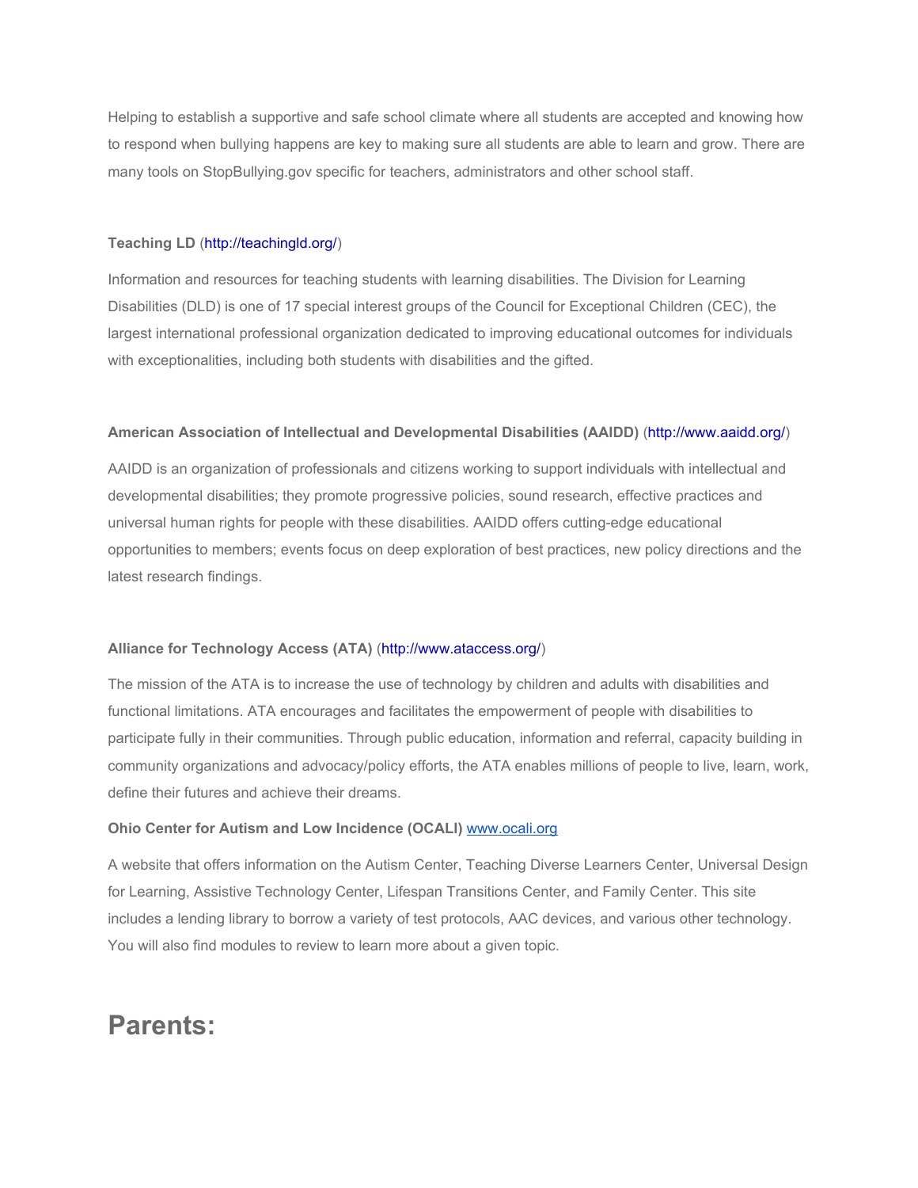Helping to establish a supportive and safe school climate where all students are accepted and knowing how to respond when bullying happens are key to making sure all students are able to learn and grow. There are many tools on StopBullying.gov specific for teachers, administrators and other school staff.

**Teaching LD** (http://teachingld.org/)

Information and resources for teaching students with learning disabilities. The Division for Learning Disabilities (DLD) is one of 17 special interest groups of the Council for Exceptional Children (CEC), the largest international professional organization dedicated to improving educational outcomes for individuals with exceptionalities, including both students with disabilities and the gifted.

**American Association of Intellectual and Developmental Disabilities (AAIDD)** (http://www.aaidd.org/)

AAIDD is an organization of professionals and citizens working to support individuals with intellectual and developmental disabilities; they promote progressive policies, sound research, effective practices and universal human rights for people with these disabilities. AAIDD offers cutting-edge educational opportunities to members; events focus on deep exploration of best practices, new policy directions and the latest research findings.

**Alliance for Technology Access (ATA)** (http://www.ataccess.org/)

The mission of the ATA is to increase the use of technology by children and adults with disabilities and functional limitations. ATA encourages and facilitates the empowerment of people with disabilities to participate fully in their communities. Through public education, information and referral, capacity building in community organizations and advocacy/policy efforts, the ATA enables millions of people to live, learn, work, define their futures and achieve their dreams.

**Ohio Center for Autism and Low Incidence (OCALI)** www.ocali.org

A website that offers information on the Autism Center, Teaching Diverse Learners Center, Universal Design for Learning, Assistive Technology Center, Lifespan Transitions Center, and Family Center. This site includes a lending library to borrow a variety of test protocols, AAC devices, and various other technology. You will also find modules to review to learn more about a given topic.

# Parents: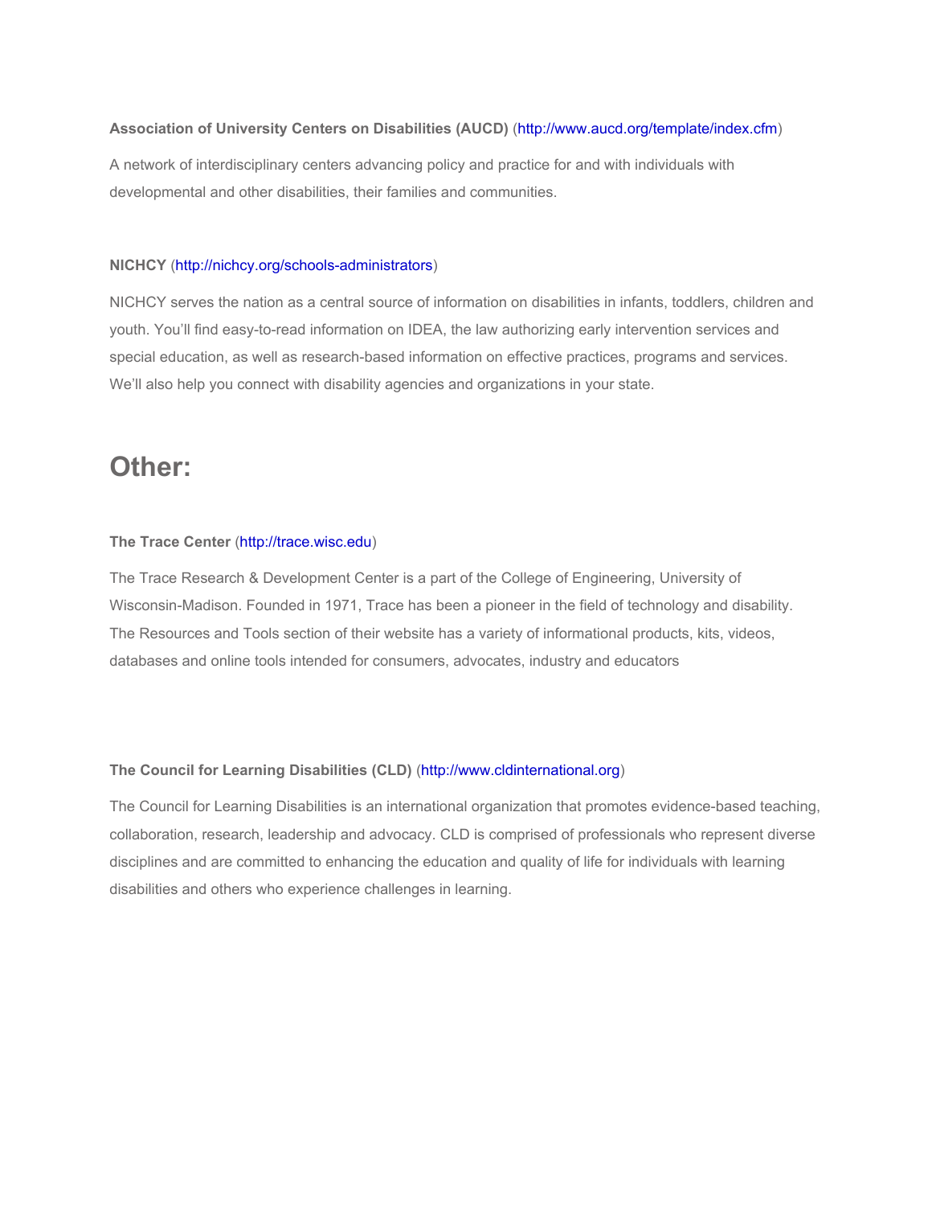**Association of University Centers on Disabilities (AUCD)** (http://www.aucd.org/template/index.cfm)

A network of interdisciplinary centers advancing policy and practice for and with individuals with developmental and other disabilities, their families and communities.

**NICHCY** (http://nichcy.org/schools-administrators)

NICHCY serves the nation as a central source of information on disabilities in infants, toddlers, children and youth. You'll find easy-to-read information on IDEA, the law authorizing early intervention services and special education, as well as research-based information on effective practices, programs and services. We'll also help you connect with disability agencies and organizations in your state.

# Other:

**The Trace Center** (http://trace.wisc.edu)

The Trace Research & Development Center is a part of the College of Engineering, University of Wisconsin-Madison. Founded in 1971, Trace has been a pioneer in the field of technology and disability. The Resources and Tools section of their website has a variety of informational products, kits, videos, databases and online tools intended for consumers, advocates, industry and educators

**The Council for Learning Disabilities (CLD)** (http://www.cldinternational.org)

The Council for Learning Disabilities is an international organization that promotes evidence-based teaching, collaboration, research, leadership and advocacy. CLD is comprised of professionals who represent diverse disciplines and are committed to enhancing the education and quality of life for individuals with learning disabilities and others who experience challenges in learning.